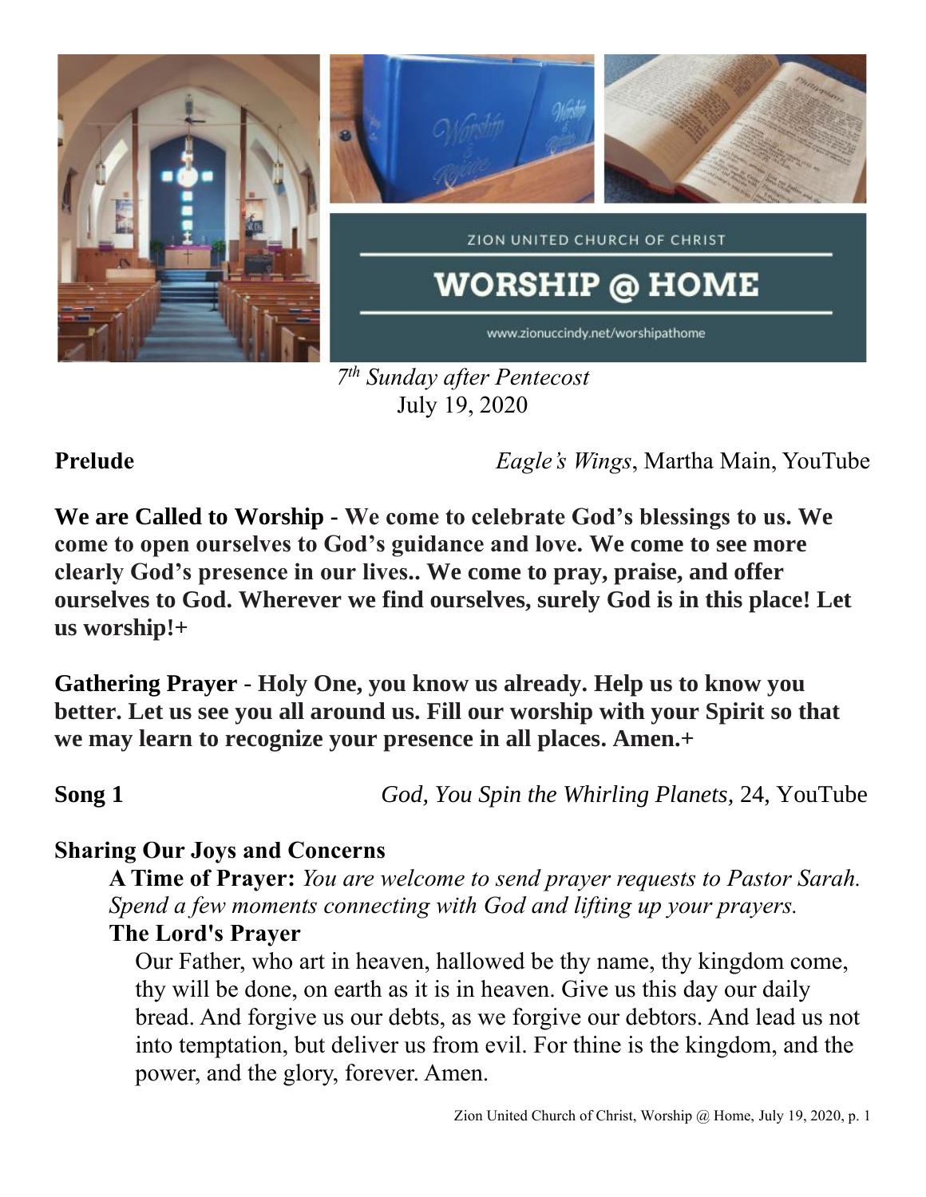ZION UNITED CHURCH OF CHRIST

# WORSHIP @ HOME

www.zionuccindy.net/worshipathome

*7th Sunday after Pentecost*
July 19, 2020

**Prelude** *Eagle's Wings*, Martha Main, YouTube

**We are Called to Worship - We come to celebrate God's blessings to us. We come to open ourselves to God's guidance and love. We come to see more clearly God's presence in our lives.. We come to pray, praise, and offer ourselves to God. Wherever we find ourselves, surely God is in this place! Let us worship!+**

**Gathering Prayer - Holy One, you know us already. Help us to know you better. Let us see you all around us. Fill our worship with your Spirit so that we may learn to recognize your presence in all places. Amen.+**

**Song 1** *God, You Spin the Whirling Planets,* 24, YouTube

**Sharing Our Joys and Concerns**

**A Time of Prayer:** *You are welcome to send prayer requests to Pastor Sarah. Spend a few moments connecting with God and lifting up your prayers.*

**The Lord's Prayer**

Our Father, who art in heaven, hallowed be thy name, thy kingdom come, thy will be done, on earth as it is in heaven. Give us this day our daily bread. And forgive us our debts, as we forgive our debtors. And lead us not into temptation, but deliver us from evil. For thine is the kingdom, and the power, and the glory, forever. Amen.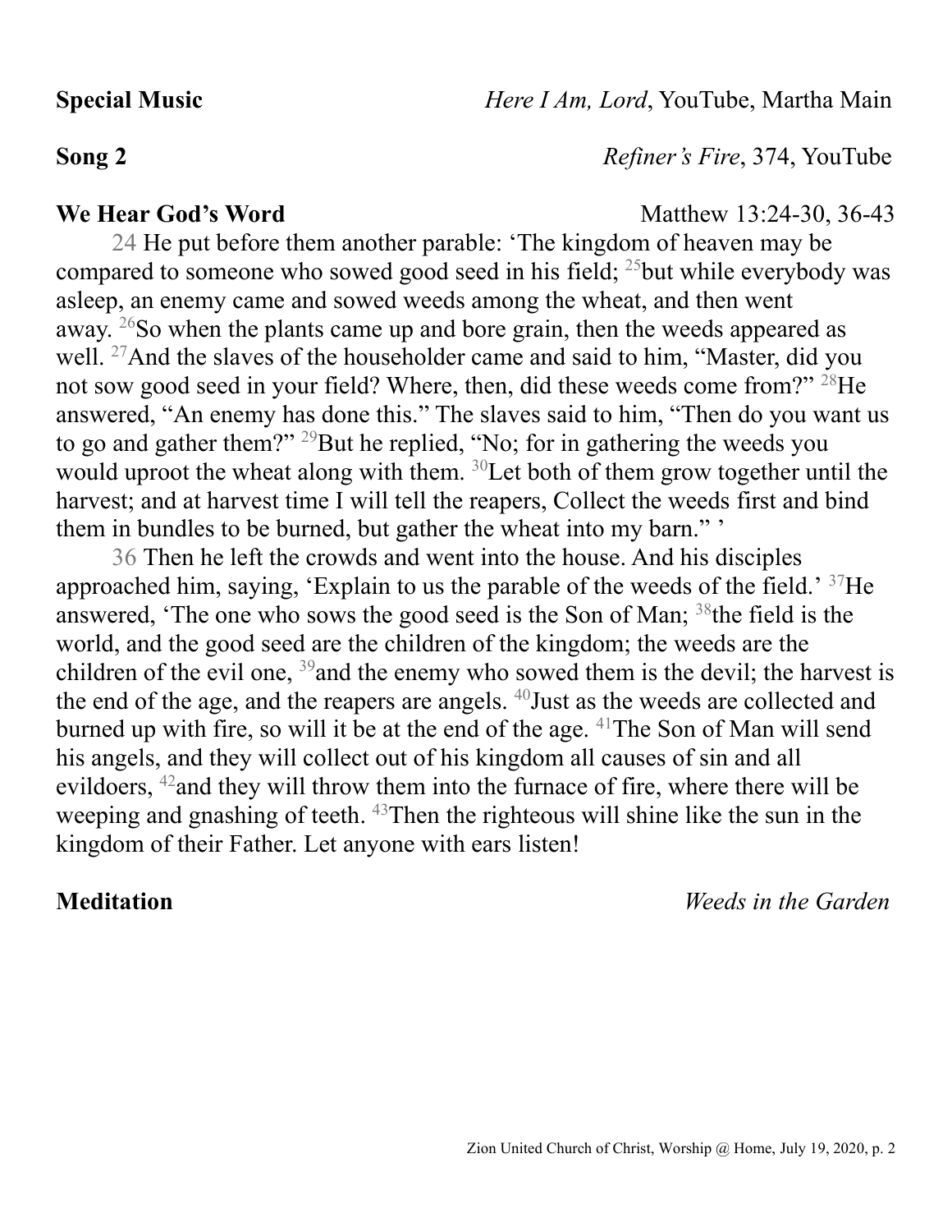**Special Music** *Here I Am, Lord*, YouTube, Martha Main

**Song 2** *Refiner's Fire*, 374, YouTube

**We Hear God's Word** Matthew 13:24-30, 36-43

24 He put before them another parable: 'The kingdom of heaven may be compared to someone who sowed good seed in his field; [25]but while everybody was asleep, an enemy came and sowed weeds among the wheat, and then went away. [26]So when the plants came up and bore grain, then the weeds appeared as well. [27]And the slaves of the householder came and said to him, "Master, did you not sow good seed in your field? Where, then, did these weeds come from?" [28]He answered, "An enemy has done this." The slaves said to him, "Then do you want us to go and gather them?" [29]But he replied, "No; for in gathering the weeds you would uproot the wheat along with them. [30]Let both of them grow together until the harvest; and at harvest time I will tell the reapers, Collect the weeds first and bind them in bundles to be burned, but gather the wheat into my barn." '

36 Then he left the crowds and went into the house. And his disciples approached him, saying, 'Explain to us the parable of the weeds of the field.' [37]He answered, 'The one who sows the good seed is the Son of Man; [38]the field is the world, and the good seed are the children of the kingdom; the weeds are the children of the evil one, [39]and the enemy who sowed them is the devil; the harvest is the end of the age, and the reapers are angels. [40]Just as the weeds are collected and burned up with fire, so will it be at the end of the age. [41]The Son of Man will send his angels, and they will collect out of his kingdom all causes of sin and all evildoers, [42]and they will throw them into the furnace of fire, where there will be weeping and gnashing of teeth. [43]Then the righteous will shine like the sun in the kingdom of their Father. Let anyone with ears listen!

**Meditation** *Weeds in the Garden*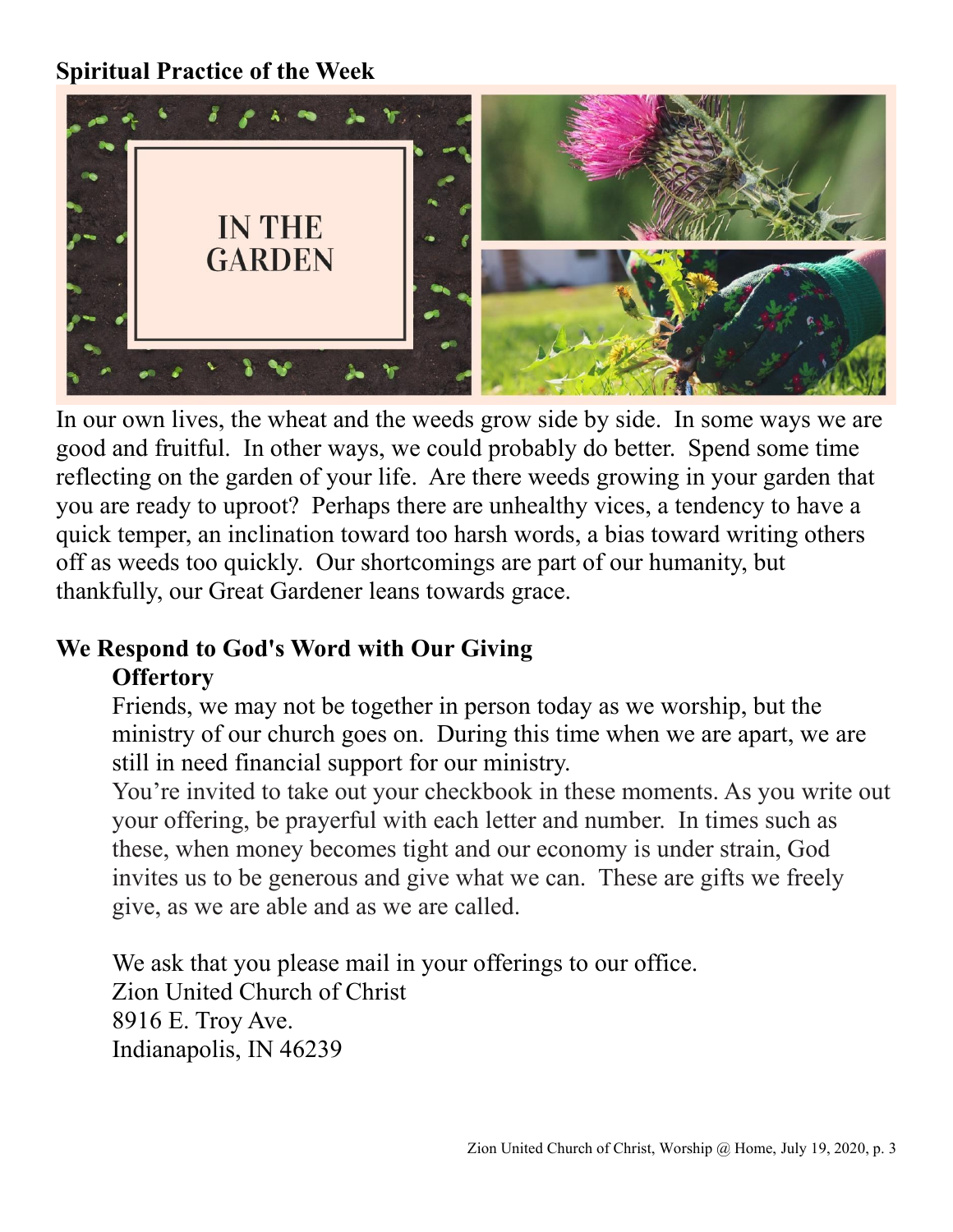**Spiritual Practice of the Week**

IN THE GARDEN

In our own lives, the wheat and the weeds grow side by side. In some ways we are good and fruitful. In other ways, we could probably do better. Spend some time reflecting on the garden of your life. Are there weeds growing in your garden that you are ready to uproot? Perhaps there are unhealthy vices, a tendency to have a quick temper, an inclination toward too harsh words, a bias toward writing others off as weeds too quickly. Our shortcomings are part of our humanity, but thankfully, our Great Gardener leans towards grace.

**We Respond to God's Word with Our Giving**

**Offertory**

Friends, we may not be together in person today as we worship, but the ministry of our church goes on. During this time when we are apart, we are still in need financial support for our ministry.

You're invited to take out your checkbook in these moments. As you write out your offering, be prayerful with each letter and number. In times such as these, when money becomes tight and our economy is under strain, God invites us to be generous and give what we can. These are gifts we freely give, as we are able and as we are called.

We ask that you please mail in your offerings to our office.
Zion United Church of Christ
8916 E. Troy Ave.
Indianapolis, IN 46239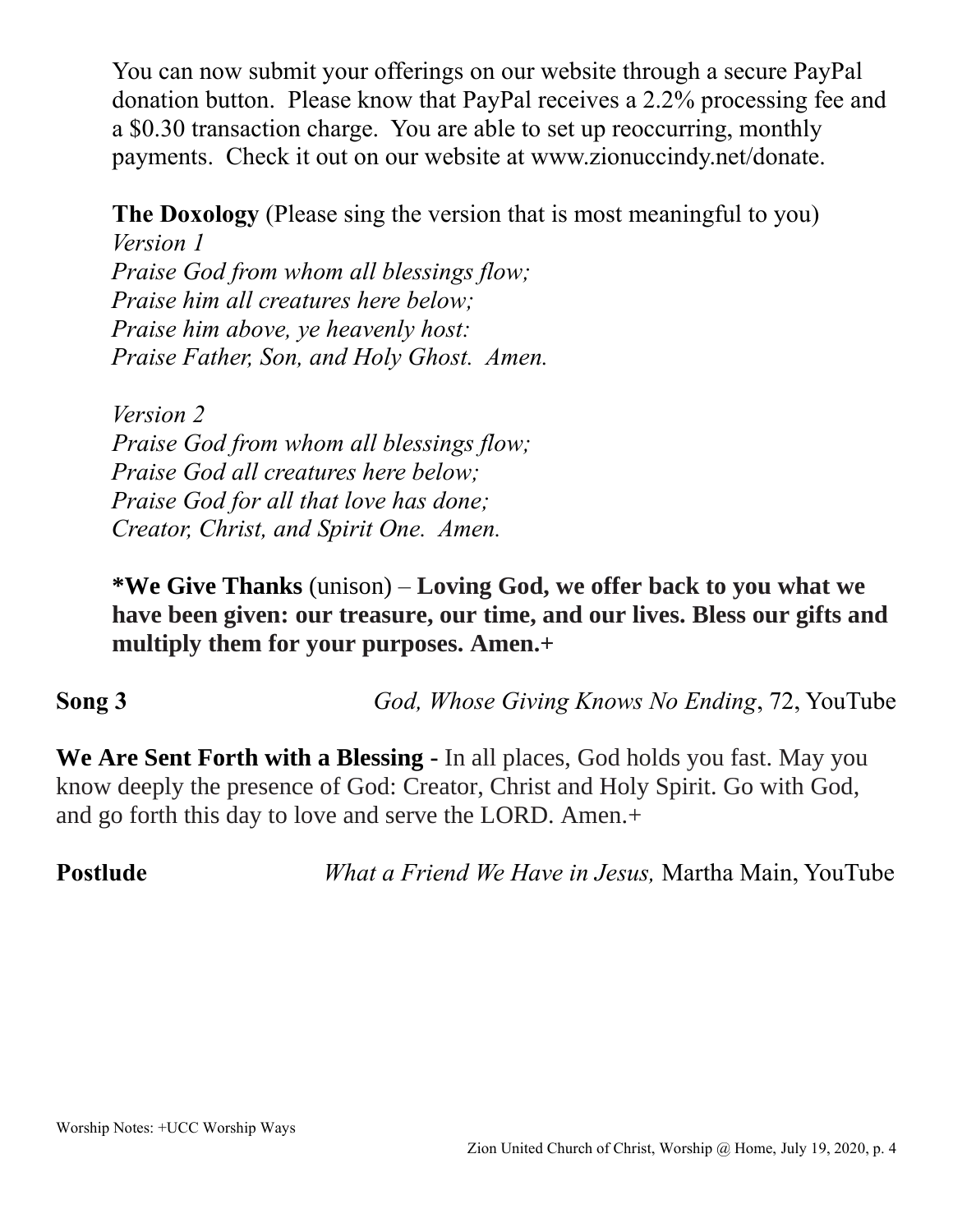You can now submit your offerings on our website through a secure PayPal donation button. Please know that PayPal receives a 2.2% processing fee and a $0.30 transaction charge. You are able to set up reoccurring, monthly payments. Check it out on our website at www.zionuccindy.net/donate.

**The Doxology** (Please sing the version that is most meaningful to you)
*Version 1*
*Praise God from whom all blessings flow;*
*Praise him all creatures here below;*
*Praise him above, ye heavenly host:*
*Praise Father, Son, and Holy Ghost. Amen.*

*Version 2*
*Praise God from whom all blessings flow;*
*Praise God all creatures here below;*
*Praise God for all that love has done;*
*Creator, Christ, and Spirit One. Amen.*

**\*We Give Thanks** (unison) – **Loving God, we offer back to you what we have been given: our treasure, our time, and our lives. Bless our gifts and multiply them for your purposes. Amen.+**

**Song 3** *God, Whose Giving Knows No Ending*, 72, YouTube

**We Are Sent Forth with a Blessing -** In all places, God holds you fast. May you know deeply the presence of God: Creator, Christ and Holy Spirit. Go with God, and go forth this day to love and serve the LORD. Amen.+

**Postlude** *What a Friend We Have in Jesus,* Martha Main, YouTube

Worship Notes: +UCC Worship Ways